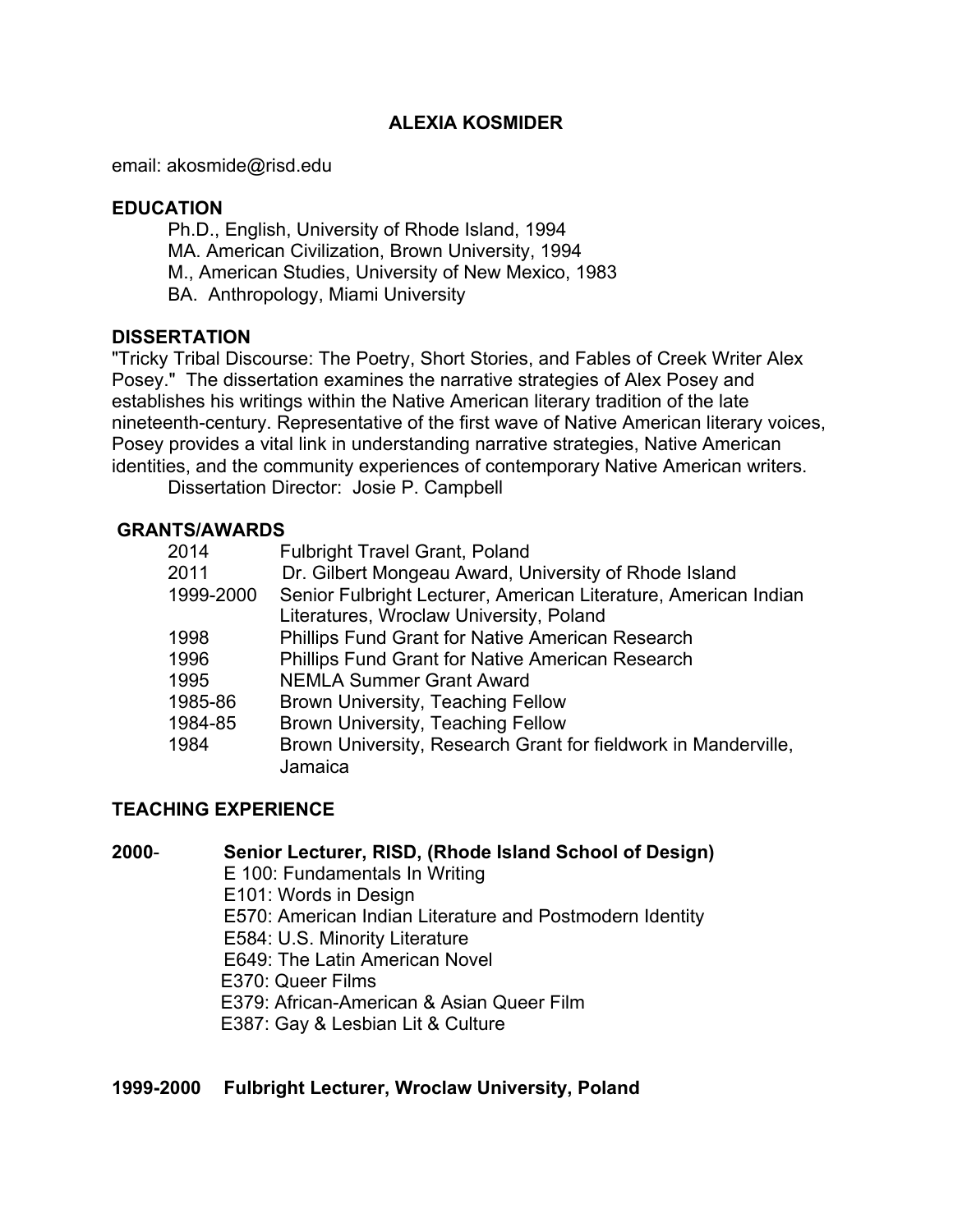# ALEXIA KOSMIDER

email: akosmide@risd.edu

## EDUCATION

Ph.D., English, University of Rhode Island, 1994
MA. American Civilization, Brown University, 1994
M., American Studies, University of New Mexico, 1983
BA. Anthropology, Miami University

## DISSERTATION

"Tricky Tribal Discourse: The Poetry, Short Stories, and Fables of Creek Writer Alex Posey." The dissertation examines the narrative strategies of Alex Posey and establishes his writings within the Native American literary tradition of the late nineteenth-century. Representative of the first wave of Native American literary voices, Posey provides a vital link in understanding narrative strategies, Native American identities, and the community experiences of contemporary Native American writers.

Dissertation Director: Josie P. Campbell

## GRANTS/AWARDS

| | |
|---|---|
| 2014 | Fulbright Travel Grant, Poland |
| 2011 | Dr. Gilbert Mongeau Award, University of Rhode Island |
| 1999-2000 | Senior Fulbright Lecturer, American Literature, American Indian Literatures, Wroclaw University, Poland |
| 1998 | Phillips Fund Grant for Native American Research |
| 1996 | Phillips Fund Grant for Native American Research |
| 1995 | NEMLA Summer Grant Award |
| 1985-86 | Brown University, Teaching Fellow |
| 1984-85 | Brown University, Teaching Fellow |
| 1984 | Brown University, Research Grant for fieldwork in Manderville, Jamaica |

## TEACHING EXPERIENCE

**2000- Senior Lecturer, RISD, (Rhode Island School of Design)**

E 100: Fundamentals In Writing
E101: Words in Design
E570: American Indian Literature and Postmodern Identity
E584: U.S. Minority Literature
E649: The Latin American Novel
E370: Queer Films
E379: African-American & Asian Queer Film
E387: Gay & Lesbian Lit & Culture

**1999-2000 Fulbright Lecturer, Wroclaw University, Poland**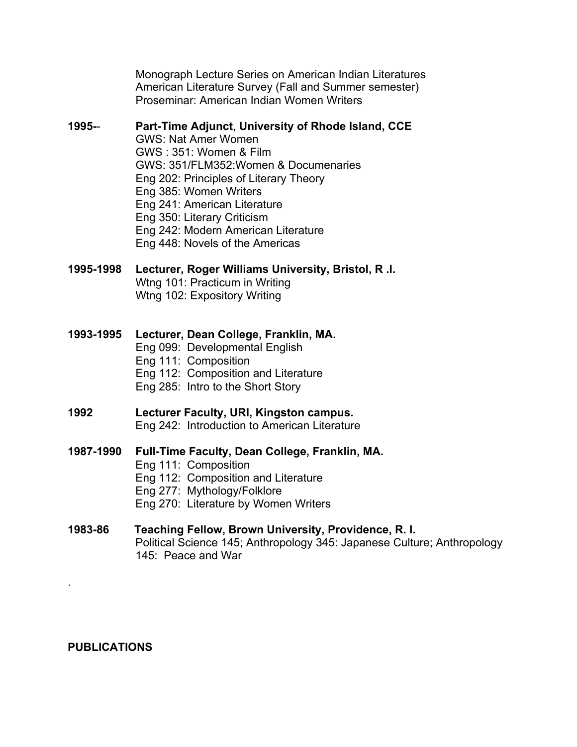Monograph Lecture Series on American Indian Literatures
American Literature Survey (Fall and Summer semester)
Proseminar: American Indian Women Writers

**1995--** **Part-Time Adjunct**, **University of Rhode Island, CCE**
GWS: Nat Amer Women
GWS : 351: Women & Film
GWS: 351/FLM352:Women & Documenaries
Eng 202: Principles of Literary Theory
Eng 385: Women Writers
Eng 241: American Literature
Eng 350: Literary Criticism
Eng 242: Modern American Literature
Eng 448: Novels of the Americas

**1995-1998** **Lecturer, Roger Williams University, Bristol, R .I.**
Wtng 101: Practicum in Writing
Wtng 102: Expository Writing

**1993-1995** **Lecturer, Dean College, Franklin, MA.**
Eng 099: Developmental English
Eng 111: Composition
Eng 112: Composition and Literature
Eng 285: Intro to the Short Story

**1992** **Lecturer Faculty, URI, Kingston campus.**
Eng 242: Introduction to American Literature

**1987-1990** **Full-Time Faculty, Dean College, Franklin, MA.**
Eng 111: Composition
Eng 112: Composition and Literature
Eng 277: Mythology/Folklore
Eng 270: Literature by Women Writers

**1983-86** **Teaching Fellow, Brown University, Providence, R. I.**
Political Science 145; Anthropology 345: Japanese Culture; Anthropology 145: Peace and War

.

**PUBLICATIONS**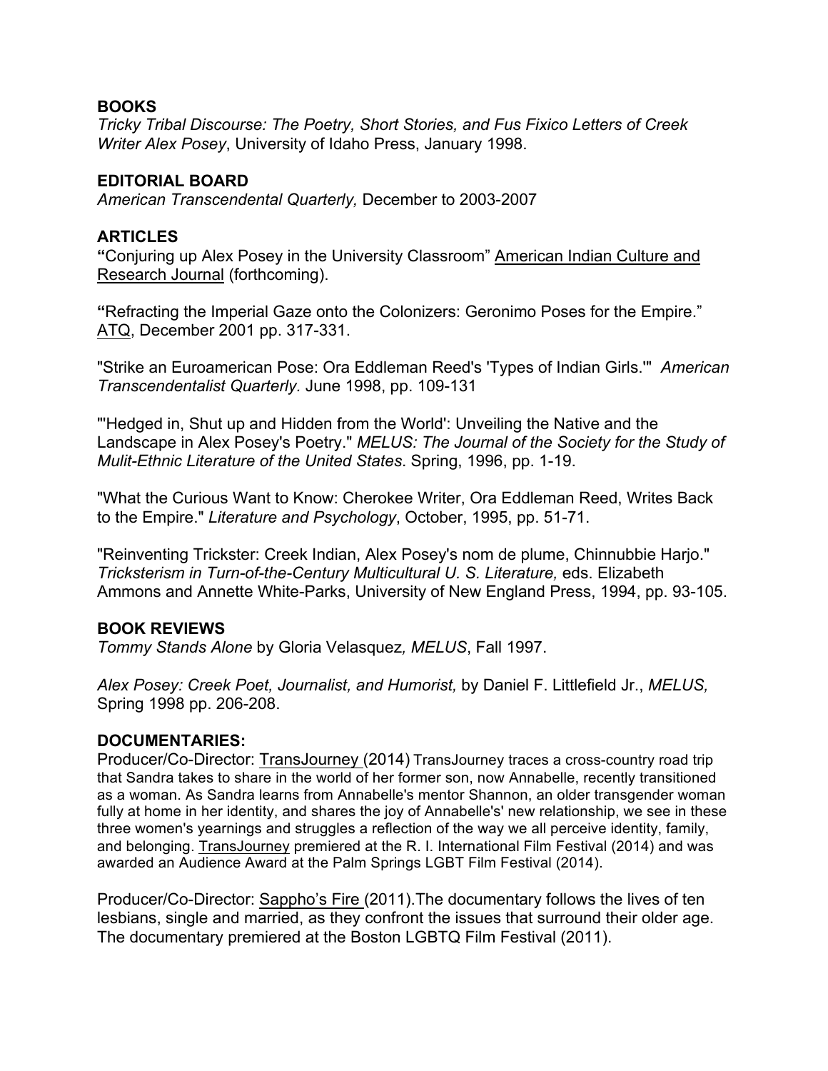**BOOKS**

*Tricky Tribal Discourse: The Poetry, Short Stories, and Fus Fixico Letters of Creek Writer Alex Posey*, University of Idaho Press, January 1998.

**EDITORIAL BOARD**

*American Transcendental Quarterly,* December to 2003-2007

**ARTICLES**

**"**Conjuring up Alex Posey in the University Classroom" American Indian Culture and Research Journal (forthcoming).

**"**Refracting the Imperial Gaze onto the Colonizers: Geronimo Poses for the Empire." ATQ, December 2001 pp. 317-331.

"Strike an Euroamerican Pose: Ora Eddleman Reed's 'Types of Indian Girls.'" *American Transcendentalist Quarterly.* June 1998, pp. 109-131

"'Hedged in, Shut up and Hidden from the World': Unveiling the Native and the Landscape in Alex Posey's Poetry." *MELUS: The Journal of the Society for the Study of Mulit-Ethnic Literature of the United States*. Spring, 1996, pp. 1-19.

"What the Curious Want to Know: Cherokee Writer, Ora Eddleman Reed, Writes Back to the Empire." *Literature and Psychology*, October, 1995, pp. 51-71.

"Reinventing Trickster: Creek Indian, Alex Posey's nom de plume, Chinnubbie Harjo." *Tricksterism in Turn-of-the-Century Multicultural U. S. Literature,* eds. Elizabeth Ammons and Annette White-Parks, University of New England Press, 1994, pp. 93-105.

**BOOK REVIEWS**

*Tommy Stands Alone* by Gloria Velasquez*, MELUS*, Fall 1997.

*Alex Posey: Creek Poet, Journalist, and Humorist,* by Daniel F. Littlefield Jr., *MELUS,* Spring 1998 pp. 206-208.

**DOCUMENTARIES:**

Producer/Co-Director: TransJourney (2014) TransJourney traces a cross-country road trip that Sandra takes to share in the world of her former son, now Annabelle, recently transitioned as a woman. As Sandra learns from Annabelle's mentor Shannon, an older transgender woman fully at home in her identity, and shares the joy of Annabelle's' new relationship, we see in these three women's yearnings and struggles a reflection of the way we all perceive identity, family, and belonging. TransJourney premiered at the R. I. International Film Festival (2014) and was awarded an Audience Award at the Palm Springs LGBT Film Festival (2014).

Producer/Co-Director: Sappho's Fire (2011).The documentary follows the lives of ten lesbians, single and married, as they confront the issues that surround their older age. The documentary premiered at the Boston LGBTQ Film Festival (2011).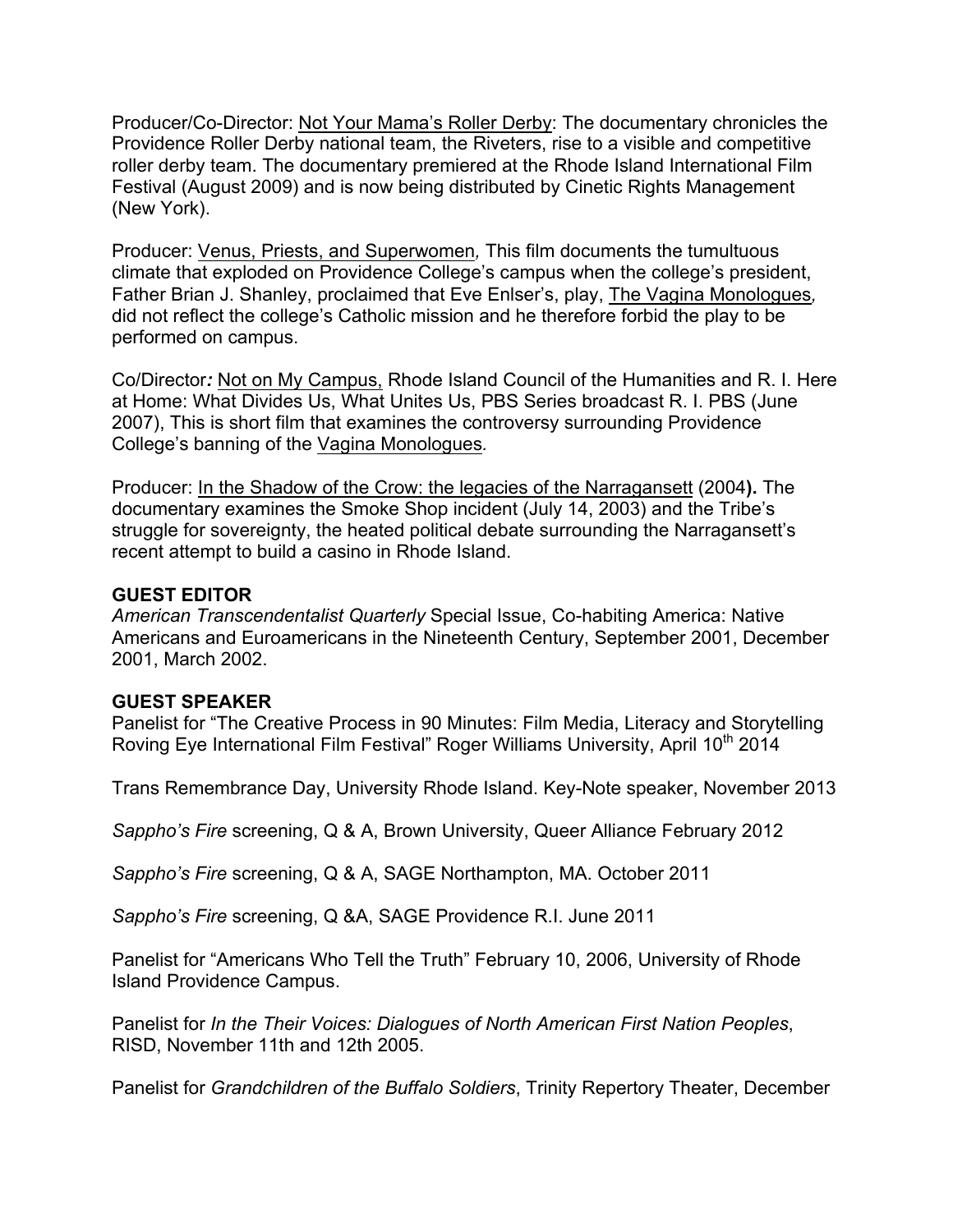Producer/Co-Director: <u>Not Your Mama's Roller Derby</u>: The documentary chronicles the Providence Roller Derby national team, the Riveters, rise to a visible and competitive roller derby team. The documentary premiered at the Rhode Island International Film Festival (August 2009) and is now being distributed by Cinetic Rights Management (New York).

Producer: <u>Venus, Priests, and Superwomen</u>*,* This film documents the tumultuous climate that exploded on Providence College's campus when the college's president, Father Brian J. Shanley, proclaimed that Eve Enlser's, play, <u>The Vagina Monologues</u>*,* did not reflect the college's Catholic mission and he therefore forbid the play to be performed on campus.

Co/Director***:*** <u>Not on My Campus,</u> Rhode Island Council of the Humanities and R. I. Here at Home: What Divides Us, What Unites Us, PBS Series broadcast R. I. PBS (June 2007), This is short film that examines the controversy surrounding Providence College's banning of the <u>Vagina Monologues</u>*.*

Producer: <u>In the Shadow of the Crow: the legacies of the Narragansett</u> (2004**).** The documentary examines the Smoke Shop incident (July 14, 2003) and the Tribe's struggle for sovereignty, the heated political debate surrounding the Narragansett's recent attempt to build a casino in Rhode Island.

**GUEST EDITOR**

*American Transcendentalist Quarterly* Special Issue, Co-habiting America: Native Americans and Euroamericans in the Nineteenth Century, September 2001, December 2001, March 2002.

**GUEST SPEAKER**

Panelist for "The Creative Process in 90 Minutes: Film Media, Literacy and Storytelling Roving Eye International Film Festival" Roger Williams University, April 10th 2014

Trans Remembrance Day, University Rhode Island. Key-Note speaker, November 2013

*Sappho's Fire* screening, Q & A, Brown University, Queer Alliance February 2012

*Sappho's Fire* screening, Q & A, SAGE Northampton, MA. October 2011

*Sappho's Fire* screening, Q &A, SAGE Providence R.I. June 2011

Panelist for "Americans Who Tell the Truth" February 10, 2006, University of Rhode Island Providence Campus.

Panelist for *In the Their Voices: Dialogues of North American First Nation Peoples*, RISD, November 11th and 12th 2005.

Panelist for *Grandchildren of the Buffalo Soldiers*, Trinity Repertory Theater, December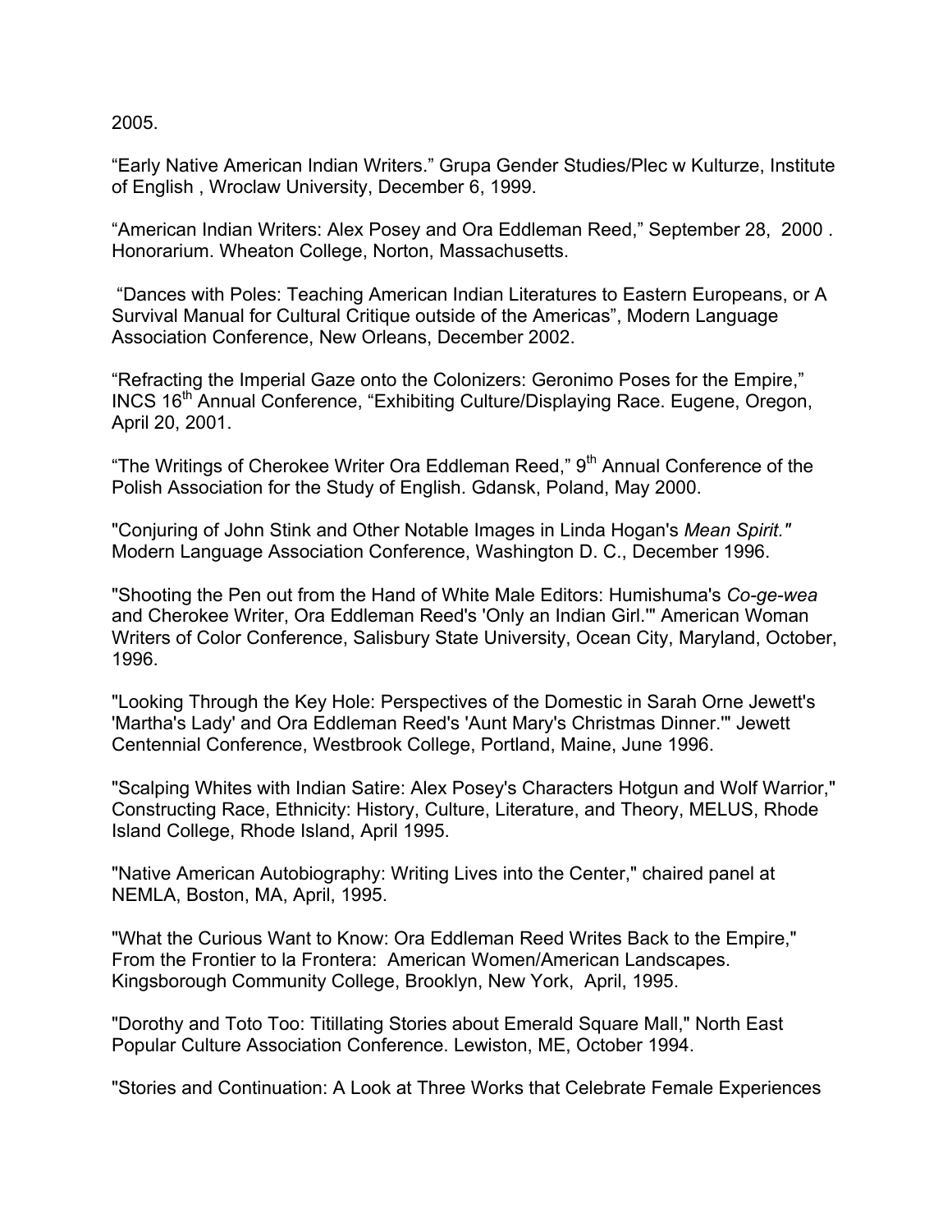2005.

“Early Native American Indian Writers.” Grupa Gender Studies/Plec w Kulturze, Institute of English , Wroclaw University, December 6, 1999.

“American Indian Writers: Alex Posey and Ora Eddleman Reed,” September 28, 2000 . Honorarium. Wheaton College, Norton, Massachusetts.

“Dances with Poles: Teaching American Indian Literatures to Eastern Europeans, or A Survival Manual for Cultural Critique outside of the Americas”, Modern Language Association Conference, New Orleans, December 2002.

“Refracting the Imperial Gaze onto the Colonizers: Geronimo Poses for the Empire,” INCS 16th Annual Conference, “Exhibiting Culture/Displaying Race. Eugene, Oregon, April 20, 2001.

“The Writings of Cherokee Writer Ora Eddleman Reed,” 9th Annual Conference of the Polish Association for the Study of English. Gdansk, Poland, May 2000.

"Conjuring of John Stink and Other Notable Images in Linda Hogan's *Mean Spirit."* Modern Language Association Conference, Washington D. C., December 1996.

"Shooting the Pen out from the Hand of White Male Editors: Humishuma's *Co-ge-wea* and Cherokee Writer, Ora Eddleman Reed's 'Only an Indian Girl.'" American Woman Writers of Color Conference, Salisbury State University, Ocean City, Maryland, October, 1996.

"Looking Through the Key Hole: Perspectives of the Domestic in Sarah Orne Jewett's 'Martha's Lady' and Ora Eddleman Reed's 'Aunt Mary's Christmas Dinner.'" Jewett Centennial Conference, Westbrook College, Portland, Maine, June 1996.

"Scalping Whites with Indian Satire: Alex Posey's Characters Hotgun and Wolf Warrior," Constructing Race, Ethnicity: History, Culture, Literature, and Theory, MELUS, Rhode Island College, Rhode Island, April 1995.

"Native American Autobiography: Writing Lives into the Center," chaired panel at NEMLA, Boston, MA, April, 1995.

"What the Curious Want to Know: Ora Eddleman Reed Writes Back to the Empire," From the Frontier to la Frontera: American Women/American Landscapes. Kingsborough Community College, Brooklyn, New York, April, 1995.

"Dorothy and Toto Too: Titillating Stories about Emerald Square Mall," North East Popular Culture Association Conference. Lewiston, ME, October 1994.

"Stories and Continuation: A Look at Three Works that Celebrate Female Experiences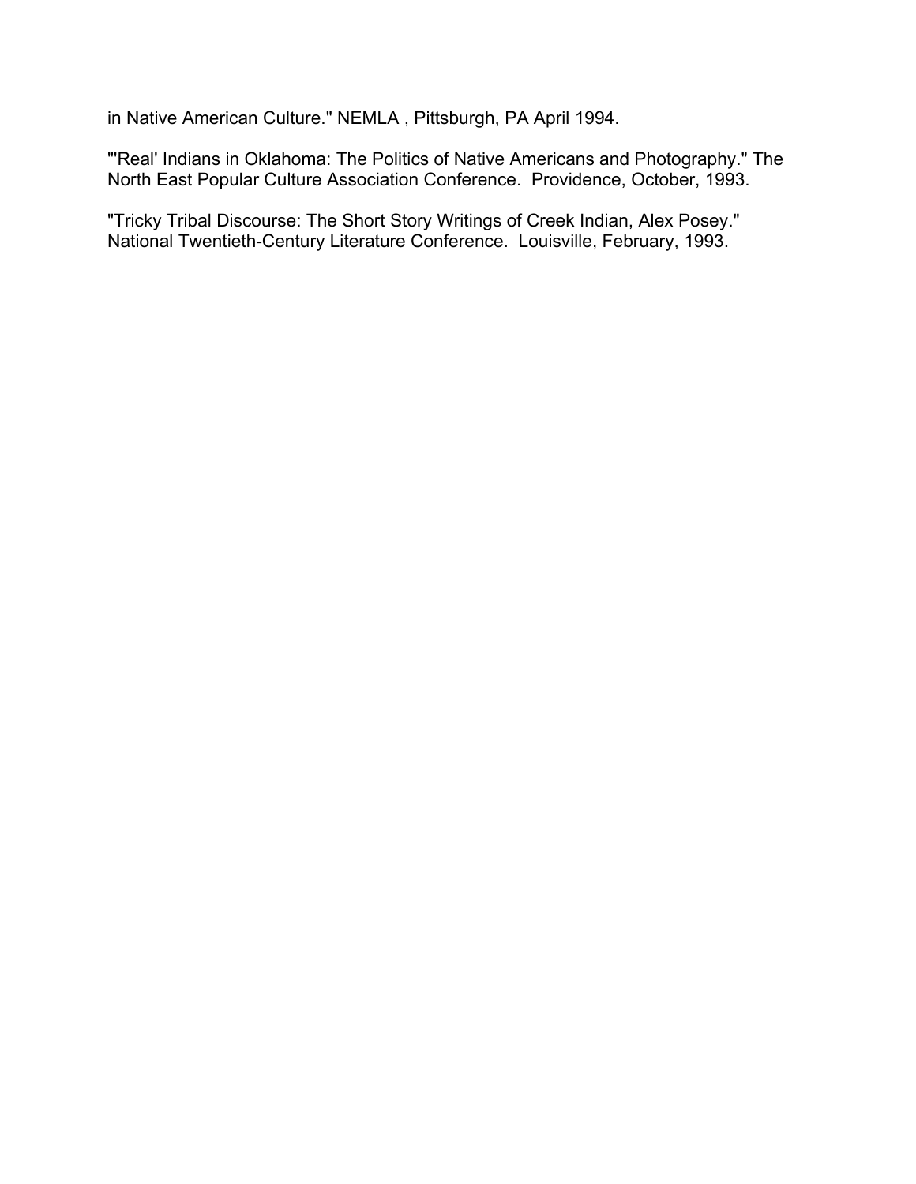in Native American Culture." NEMLA , Pittsburgh, PA April 1994.

"'Real' Indians in Oklahoma: The Politics of Native Americans and Photography." The North East Popular Culture Association Conference. Providence, October, 1993.

"Tricky Tribal Discourse: The Short Story Writings of Creek Indian, Alex Posey." National Twentieth-Century Literature Conference. Louisville, February, 1993.